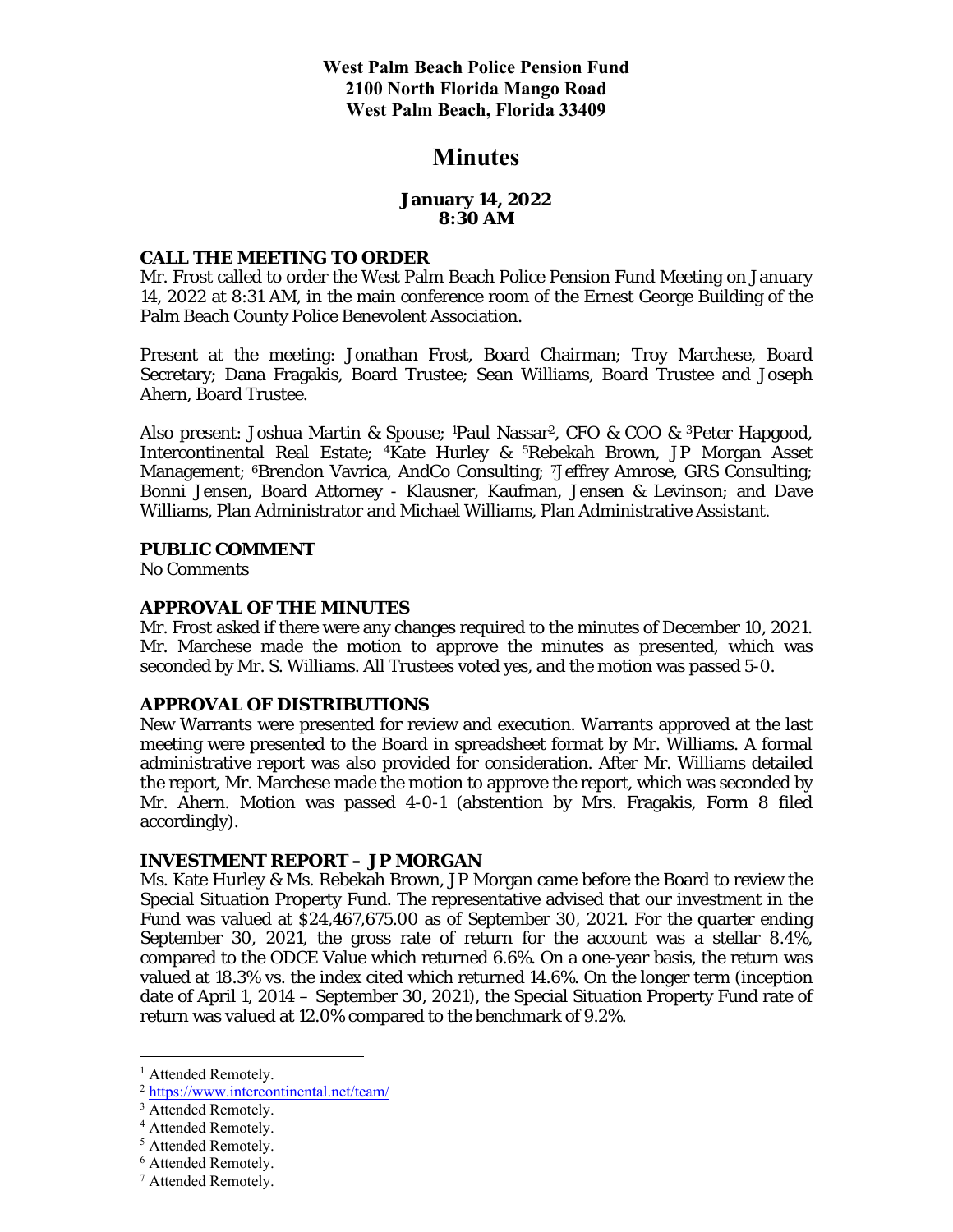**West Palm Beach Police Pension Fund**
**2100 North Florida Mango Road**
**West Palm Beach, Florida 33409**

# Minutes

**January 14, 2022**
**8:30 AM**

## CALL THE MEETING TO ORDER

Mr. Frost called to order the West Palm Beach Police Pension Fund Meeting on January 14, 2022 at 8:31 AM, in the main conference room of the Ernest George Building of the Palm Beach County Police Benevolent Association.

Present at the meeting: Jonathan Frost, Board Chairman; Troy Marchese, Board Secretary; Dana Fragakis, Board Trustee; Sean Williams, Board Trustee and Joseph Ahern, Board Trustee.

Also present: Joshua Martin & Spouse; [1]Paul Nassar[2], CFO & COO & [3]Peter Hapgood, Intercontinental Real Estate; [4]Kate Hurley & [5]Rebekah Brown, JP Morgan Asset Management; [6]Brendon Vavrica, AndCo Consulting; [7]Jeffrey Amrose, GRS Consulting; Bonni Jensen, Board Attorney - Klausner, Kaufman, Jensen & Levinson; and Dave Williams, Plan Administrator and Michael Williams, Plan Administrative Assistant.

## PUBLIC COMMENT

No Comments

## APPROVAL OF THE MINUTES

Mr. Frost asked if there were any changes required to the minutes of December 10, 2021. Mr. Marchese made the motion to approve the minutes as presented, which was seconded by Mr. S. Williams. All Trustees voted yes, and the motion was passed 5-0.

## APPROVAL OF DISTRIBUTIONS

New Warrants were presented for review and execution. Warrants approved at the last meeting were presented to the Board in spreadsheet format by Mr. Williams. A formal administrative report was also provided for consideration. After Mr. Williams detailed the report, Mr. Marchese made the motion to approve the report, which was seconded by Mr. Ahern. Motion was passed 4-0-1 (abstention by Mrs. Fragakis, Form 8 filed accordingly).

## INVESTMENT REPORT – JP MORGAN

Ms. Kate Hurley & Ms. Rebekah Brown, JP Morgan came before the Board to review the Special Situation Property Fund. The representative advised that our investment in the Fund was valued at $24,467,675.00 as of September 30, 2021. For the quarter ending September 30, 2021, the gross rate of return for the account was a stellar 8.4%, compared to the ODCE Value which returned 6.6%. On a one-year basis, the return was valued at 18.3% vs. the index cited which returned 14.6%. On the longer term (inception date of April 1, 2014 – September 30, 2021), the Special Situation Property Fund rate of return was valued at 12.0% compared to the benchmark of 9.2%.

---

[1] Attended Remotely.
[2] https://www.intercontinental.net/team/
[3] Attended Remotely.
[4] Attended Remotely.
[5] Attended Remotely.
[6] Attended Remotely.
[7] Attended Remotely.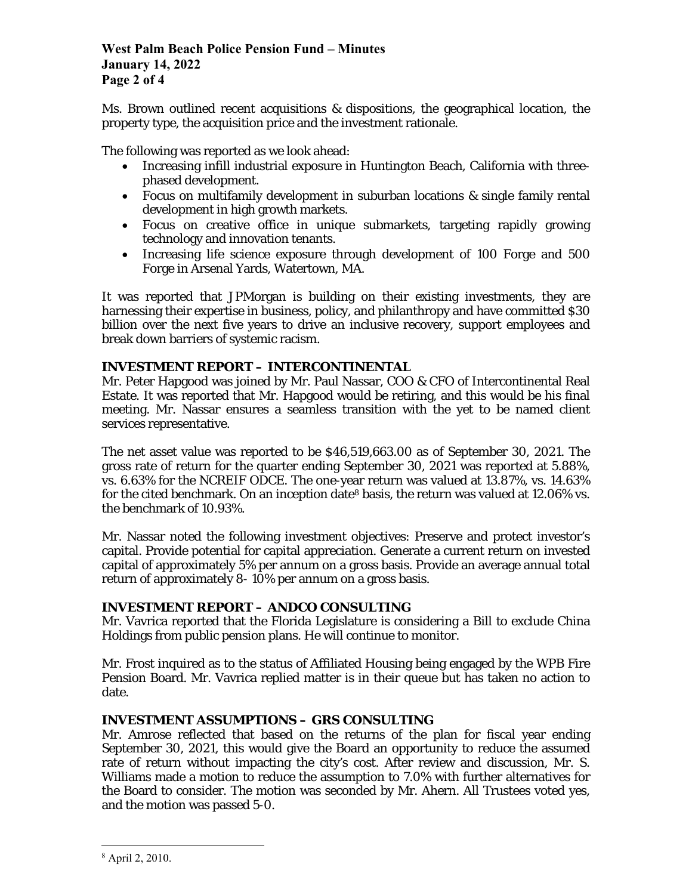Ms. Brown outlined recent acquisitions & dispositions, the geographical location, the property type, the acquisition price and the investment rationale.

The following was reported as we look ahead:

- Increasing infill industrial exposure in Huntington Beach, California with three-phased development.
- Focus on multifamily development in suburban locations & single family rental development in high growth markets.
- Focus on creative office in unique submarkets, targeting rapidly growing technology and innovation tenants.
- Increasing life science exposure through development of 100 Forge and 500 Forge in Arsenal Yards, Watertown, MA.

It was reported that JPMorgan is building on their existing investments, they are harnessing their expertise in business, policy, and philanthropy and have committed $30 billion over the next five years to drive an inclusive recovery, support employees and break down barriers of systemic racism.

## INVESTMENT REPORT – INTERCONTINENTAL

Mr. Peter Hapgood was joined by Mr. Paul Nassar, COO & CFO of Intercontinental Real Estate. It was reported that Mr. Hapgood would be retiring, and this would be his final meeting. Mr. Nassar ensures a seamless transition with the yet to be named client services representative.

The net asset value was reported to be $46,519,663.00 as of September 30, 2021. The gross rate of return for the quarter ending September 30, 2021 was reported at 5.88%, vs. 6.63% for the NCREIF ODCE. The one-year return was valued at 13.87%, vs. 14.63% for the cited benchmark. On an inception date[8] basis, the return was valued at 12.06% vs. the benchmark of 10.93%.

Mr. Nassar noted the following investment objectives: Preserve and protect investor's capital. Provide potential for capital appreciation. Generate a current return on invested capital of approximately 5% per annum on a gross basis. Provide an average annual total return of approximately 8- 10% per annum on a gross basis.

## INVESTMENT REPORT – ANDCO CONSULTING

Mr. Vavrica reported that the Florida Legislature is considering a Bill to exclude China Holdings from public pension plans. He will continue to monitor.

Mr. Frost inquired as to the status of Affiliated Housing being engaged by the WPB Fire Pension Board. Mr. Vavrica replied matter is in their queue but has taken no action to date.

## INVESTMENT ASSUMPTIONS – GRS CONSULTING

Mr. Amrose reflected that based on the returns of the plan for fiscal year ending September 30, 2021, this would give the Board an opportunity to reduce the assumed rate of return without impacting the city's cost. After review and discussion, Mr. S. Williams made a motion to reduce the assumption to 7.0% with further alternatives for the Board to consider. The motion was seconded by Mr. Ahern. All Trustees voted yes, and the motion was passed 5-0.

---

[8] April 2, 2010.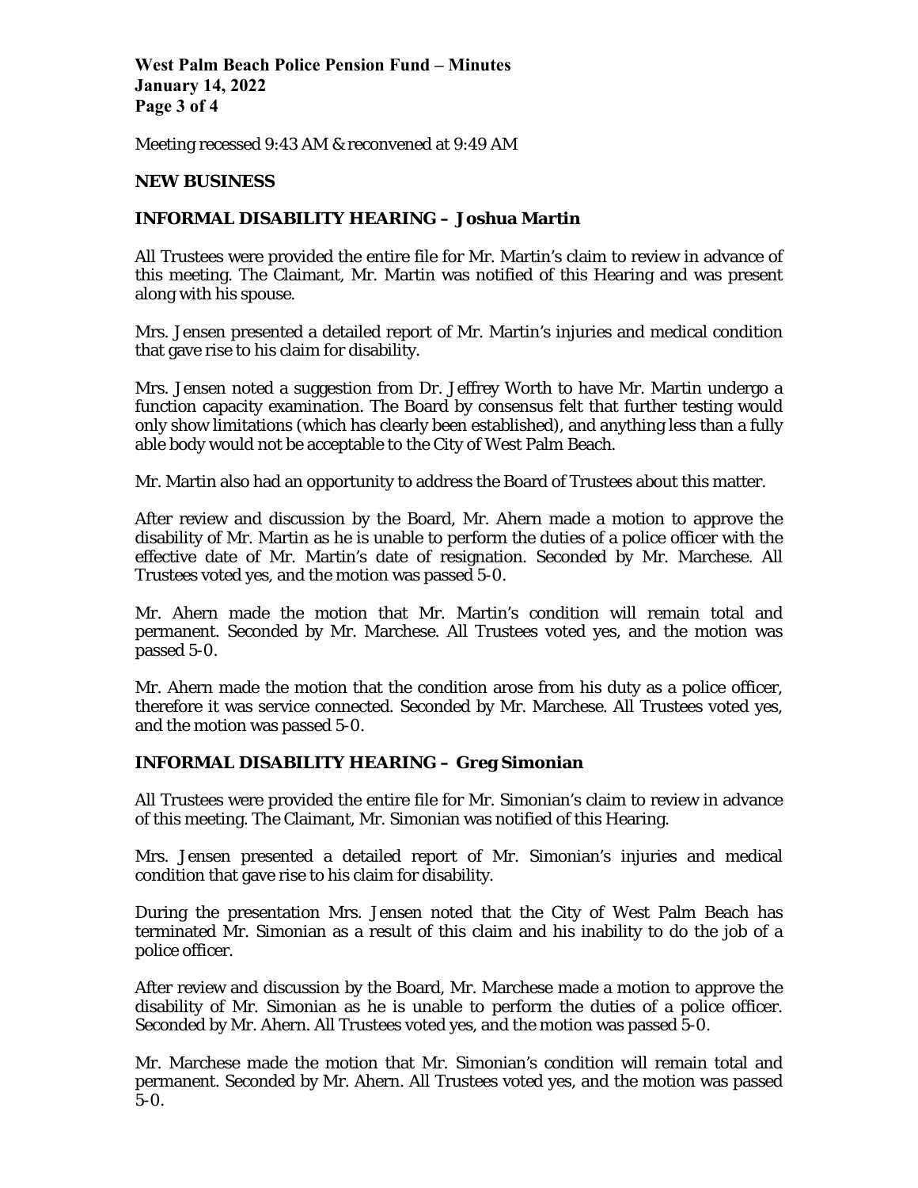Meeting recessed 9:43 AM & reconvened at 9:49 AM

## NEW BUSINESS

### INFORMAL DISABILITY HEARING – Joshua Martin

All Trustees were provided the entire file for Mr. Martin's claim to review in advance of this meeting. The Claimant, Mr. Martin was notified of this Hearing and was present along with his spouse.

Mrs. Jensen presented a detailed report of Mr. Martin's injuries and medical condition that gave rise to his claim for disability.

Mrs. Jensen noted a suggestion from Dr. Jeffrey Worth to have Mr. Martin undergo a function capacity examination. The Board by consensus felt that further testing would only show limitations (which has clearly been established), and anything less than a fully able body would not be acceptable to the City of West Palm Beach.

Mr. Martin also had an opportunity to address the Board of Trustees about this matter.

After review and discussion by the Board, Mr. Ahern made a motion to approve the disability of Mr. Martin as he is unable to perform the duties of a police officer with the effective date of Mr. Martin's date of resignation. Seconded by Mr. Marchese. All Trustees voted yes, and the motion was passed 5-0.

Mr. Ahern made the motion that Mr. Martin's condition will remain total and permanent. Seconded by Mr. Marchese. All Trustees voted yes, and the motion was passed 5-0.

Mr. Ahern made the motion that the condition arose from his duty as a police officer, therefore it was service connected. Seconded by Mr. Marchese. All Trustees voted yes, and the motion was passed 5-0.

### INFORMAL DISABILITY HEARING – Greg Simonian

All Trustees were provided the entire file for Mr. Simonian's claim to review in advance of this meeting. The Claimant, Mr. Simonian was notified of this Hearing.

Mrs. Jensen presented a detailed report of Mr. Simonian's injuries and medical condition that gave rise to his claim for disability.

During the presentation Mrs. Jensen noted that the City of West Palm Beach has terminated Mr. Simonian as a result of this claim and his inability to do the job of a police officer.

After review and discussion by the Board, Mr. Marchese made a motion to approve the disability of Mr. Simonian as he is unable to perform the duties of a police officer. Seconded by Mr. Ahern. All Trustees voted yes, and the motion was passed 5-0.

Mr. Marchese made the motion that Mr. Simonian's condition will remain total and permanent. Seconded by Mr. Ahern. All Trustees voted yes, and the motion was passed 5-0.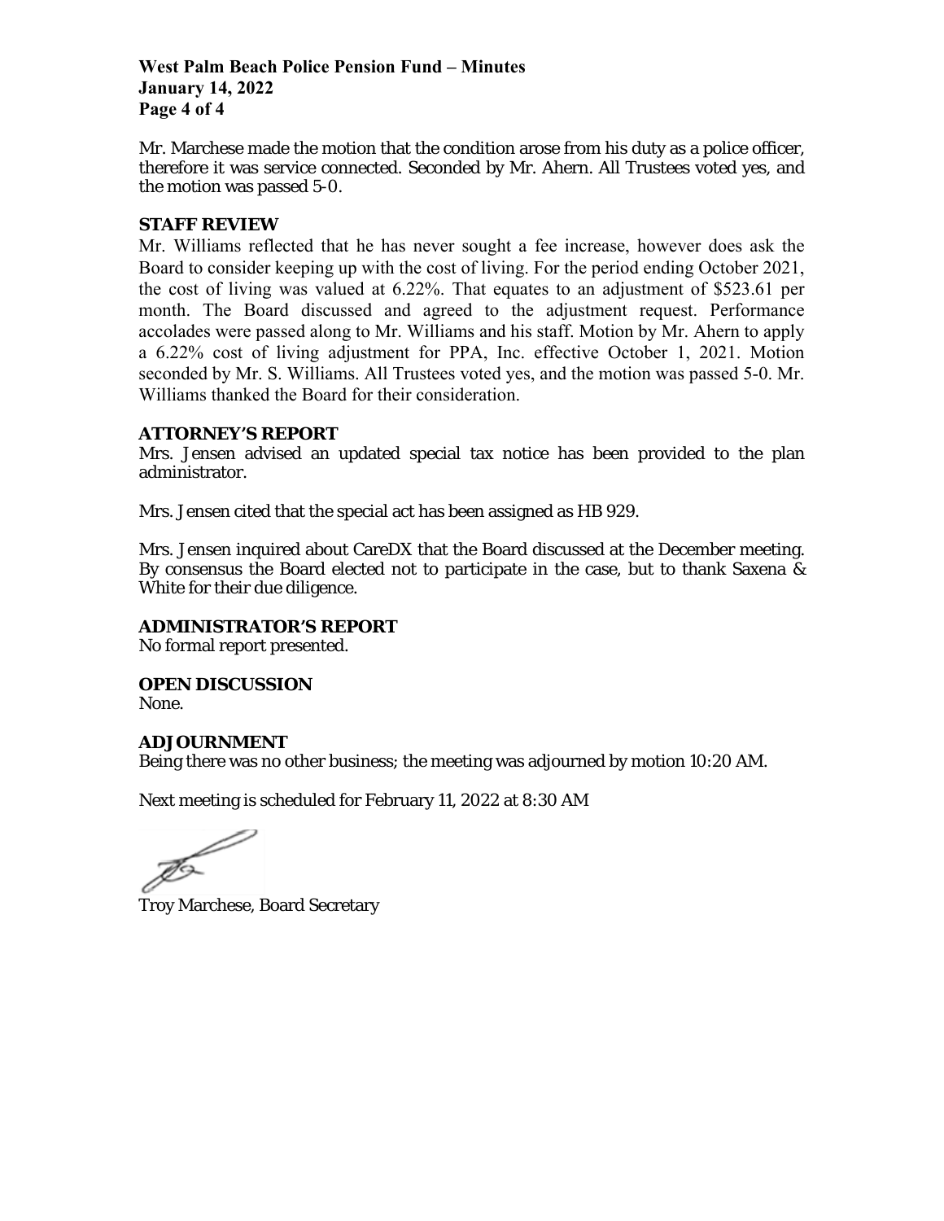Mr. Marchese made the motion that the condition arose from his duty as a police officer, therefore it was service connected. Seconded by Mr. Ahern. All Trustees voted yes, and the motion was passed 5-0.

**STAFF REVIEW**

Mr. Williams reflected that he has never sought a fee increase, however does ask the Board to consider keeping up with the cost of living. For the period ending October 2021, the cost of living was valued at 6.22%. That equates to an adjustment of $523.61 per month. The Board discussed and agreed to the adjustment request. Performance accolades were passed along to Mr. Williams and his staff. Motion by Mr. Ahern to apply a 6.22% cost of living adjustment for PPA, Inc. effective October 1, 2021. Motion seconded by Mr. S. Williams. All Trustees voted yes, and the motion was passed 5-0. Mr. Williams thanked the Board for their consideration.

**ATTORNEY'S REPORT**

Mrs. Jensen advised an updated special tax notice has been provided to the plan administrator.

Mrs. Jensen cited that the special act has been assigned as HB 929.

Mrs. Jensen inquired about CareDX that the Board discussed at the December meeting. By consensus the Board elected not to participate in the case, but to thank Saxena & White for their due diligence.

**ADMINISTRATOR'S REPORT**

No formal report presented.

**OPEN DISCUSSION**

None.

**ADJOURNMENT**

Being there was no other business; the meeting was adjourned by motion 10:20 AM.

Next meeting is scheduled for February 11, 2022 at 8:30 AM

Troy Marchese, Board Secretary